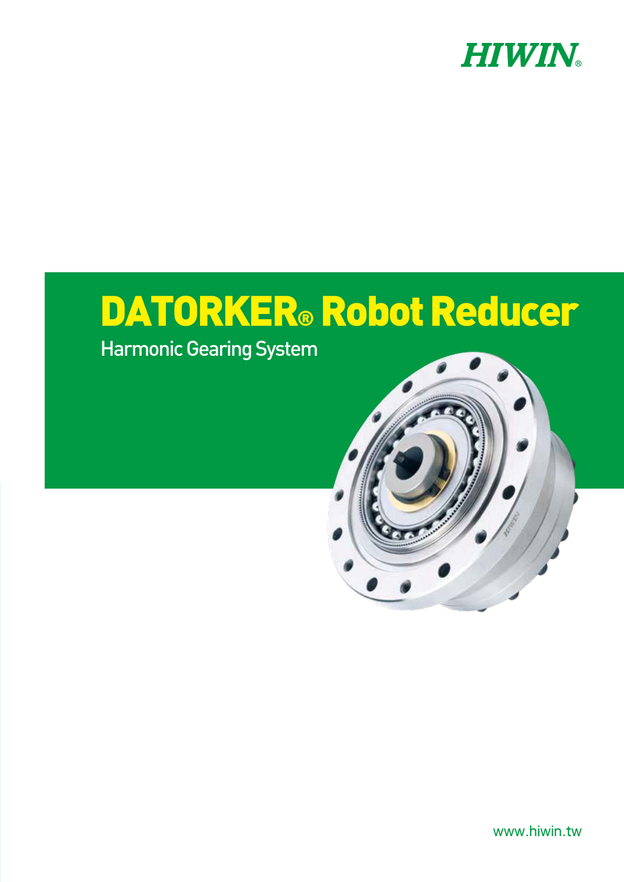HIWIN®

# DATORKER® Robot Reducer

## Harmonic Gearing System

www.hiwin.tw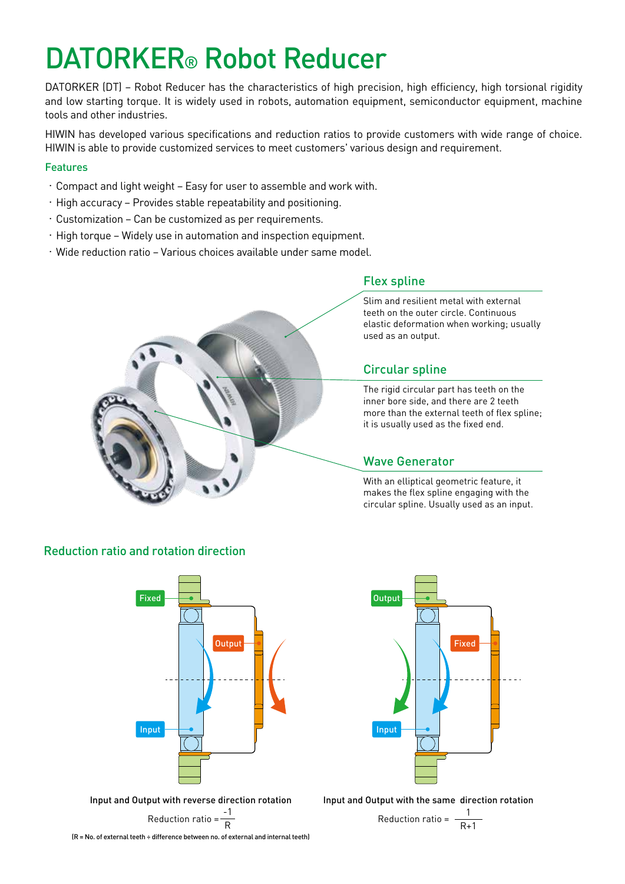# DATORKER® Robot Reducer

DATORKER (DT) – Robot Reducer has the characteristics of high precision, high efficiency, high torsional rigidity and low starting torque. It is widely used in robots, automation equipment, semiconductor equipment, machine tools and other industries.

HIWIN has developed various specifications and reduction ratios to provide customers with wide range of choice. HIWIN is able to provide customized services to meet customers' various design and requirement.

### Features

- Compact and light weight – Easy for user to assemble and work with.
- High accuracy – Provides stable repeatability and positioning.
- Customization – Can be customized as per requirements.
- High torque – Widely use in automation and inspection equipment.
- Wide reduction ratio – Various choices available under same model.

### Flex spline

Slim and resilient metal with external teeth on the outer circle. Continuous elastic deformation when working; usually used as an output.

### Circular spline

The rigid circular part has teeth on the inner bore side, and there are 2 teeth more than the external teeth of flex spline; it is usually used as the fixed end.

### Wave Generator

With an elliptical geometric feature, it makes the flex spline engaging with the circular spline. Usually used as an input.

## Reduction ratio and rotation direction

Fixed / Output / Input

Input and Output with reverse direction rotation

$$\text{Reduction ratio} = \frac{-1}{R}$$

Output / Fixed / Input

Input and Output with the same direction rotation

$$\text{Reduction ratio} = \frac{1}{R+1}$$

(R = No. of external teeth ÷ difference between no. of external and internal teeth)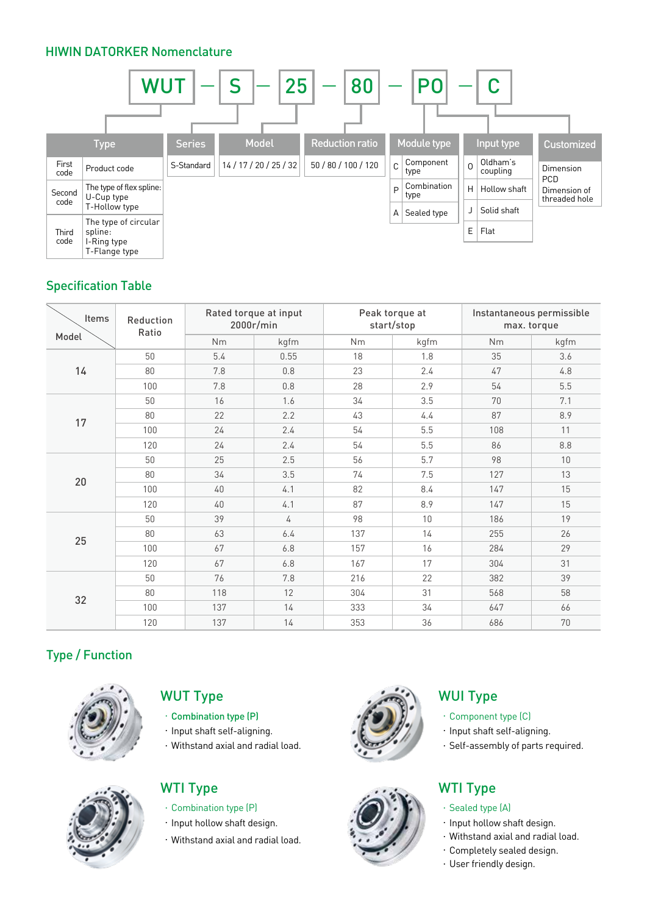## HIWIN DATORKER Nomenclature

**WUT — S — 25 — 80 — PO — C**

| Type | | |
|---|---|---|
| First code | Product code | |
| Second code | The type of flex spline: U-Cup type T-Hollow type | |
| Third code | The type of circular spline: I-Ring type T-Flange type | |

| Series |
|---|
| S-Standard |

| Model |
|---|
| 14 / 17 / 20 / 25 / 32 |

| Reduction ratio |
|---|
| 50 / 80 / 100 / 120 |

| Module type | |
|---|---|
| C | Component type |
| P | Combination type |
| A | Sealed type |

| Input type | |
|---|---|
| O | Oldham's coupling |
| H | Hollow shaft |
| J | Solid shaft |
| E | Flat |

| Customized |
|---|
| Dimension PCD Dimension of threaded hole |

## Specification Table

| Model \ Items | Reduction Ratio | Rated torque at input 2000r/min | | Peak torque at start/stop | | Instantaneous permissible max. torque | |
|---|---|---|---|---|---|---|---|
| | | Nm | kgfm | Nm | kgfm | Nm | kgfm |
| 14 | 50 | 5.4 | 0.55 | 18 | 1.8 | 35 | 3.6 |
| | 80 | 7.8 | 0.8 | 23 | 2.4 | 47 | 4.8 |
| | 100 | 7.8 | 0.8 | 28 | 2.9 | 54 | 5.5 |
| 17 | 50 | 16 | 1.6 | 34 | 3.5 | 70 | 7.1 |
| | 80 | 22 | 2.2 | 43 | 4.4 | 87 | 8.9 |
| | 100 | 24 | 2.4 | 54 | 5.5 | 108 | 11 |
| | 120 | 24 | 2.4 | 54 | 5.5 | 86 | 8.8 |
| 20 | 50 | 25 | 2.5 | 56 | 5.7 | 98 | 10 |
| | 80 | 34 | 3.5 | 74 | 7.5 | 127 | 13 |
| | 100 | 40 | 4.1 | 82 | 8.4 | 147 | 15 |
| | 120 | 40 | 4.1 | 87 | 8.9 | 147 | 15 |
| 25 | 50 | 39 | 4 | 98 | 10 | 186 | 19 |
| | 80 | 63 | 6.4 | 137 | 14 | 255 | 26 |
| | 100 | 67 | 6.8 | 157 | 16 | 284 | 29 |
| | 120 | 67 | 6.8 | 167 | 17 | 304 | 31 |
| 32 | 50 | 76 | 7.8 | 216 | 22 | 382 | 39 |
| | 80 | 118 | 12 | 304 | 31 | 568 | 58 |
| | 100 | 137 | 14 | 333 | 34 | 647 | 66 |
| | 120 | 137 | 14 | 353 | 36 | 686 | 70 |

## Type / Function

### WUT Type

- Combination type (P)
- Input shaft self-aligning.
- Withstand axial and radial load.

### WUI Type

- Component type (C)
- Input shaft self-aligning.
- Self-assembly of parts required.

### WTI Type

- Combination type (P)
- Input hollow shaft design.
- Withstand axial and radial load.

### WTI Type

- Sealed type (A)
- Input hollow shaft design.
- Withstand axial and radial load.
- Completely sealed design.
- User friendly design.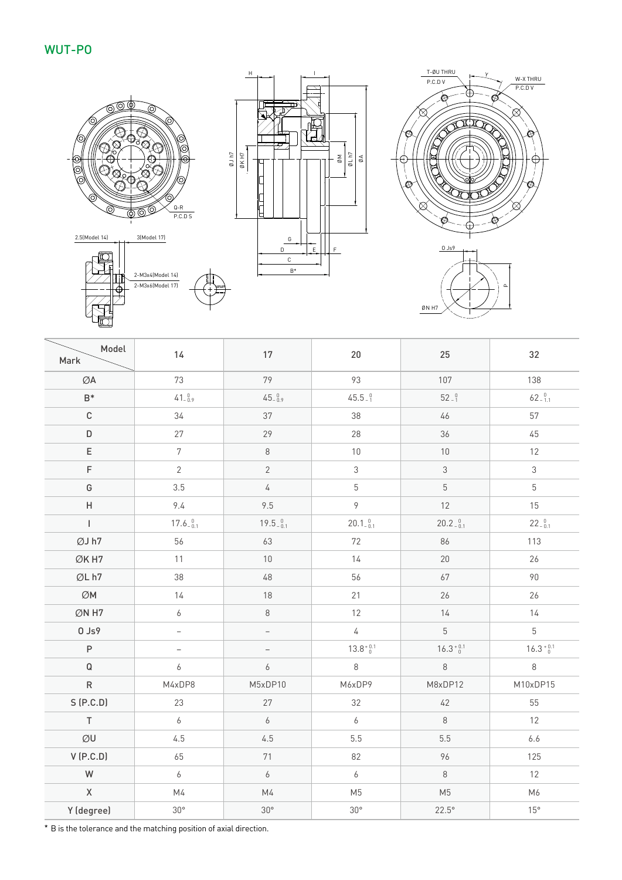## WUT-PO

| Model / Mark | 14 | 17 | 20 | 25 | 32 |
|---|---|---|---|---|---|
| ØA | 73 | 79 | 93 | 107 | 138 |
| B* | $41_{-0.9}^{0}$ | $45_{-0.9}^{0}$ | $45.5_{-1}^{0}$ | $52_{-1}^{0}$ | $62_{-1.1}^{0}$ |
| C | 34 | 37 | 38 | 46 | 57 |
| D | 27 | 29 | 28 | 36 | 45 |
| E | 7 | 8 | 10 | 10 | 12 |
| F | 2 | 2 | 3 | 3 | 3 |
| G | 3.5 | 4 | 5 | 5 | 5 |
| H | 9.4 | 9.5 | 9 | 12 | 15 |
| I | $17.6_{-0.1}^{0}$ | $19.5_{-0.1}^{0}$ | $20.1_{-0.1}^{0}$ | $20.2_{-0.1}^{0}$ | $22_{-0.1}^{0}$ |
| ØJ h7 | 56 | 63 | 72 | 86 | 113 |
| ØK H7 | 11 | 10 | 14 | 20 | 26 |
| ØL h7 | 38 | 48 | 56 | 67 | 90 |
| ØM | 14 | 18 | 21 | 26 | 26 |
| ØN H7 | 6 | 8 | 12 | 14 | 14 |
| O Js9 | – | – | 4 | 5 | 5 |
| P | – | – | $13.8_{0}^{+0.1}$ | $16.3_{0}^{+0.1}$ | $16.3_{0}^{+0.1}$ |
| Q | 6 | 6 | 8 | 8 | 8 |
| R | M4xDP8 | M5xDP10 | M6xDP9 | M8xDP12 | M10xDP15 |
| S (P.C.D) | 23 | 27 | 32 | 42 | 55 |
| T | 6 | 6 | 6 | 8 | 12 |
| ØU | 4.5 | 4.5 | 5.5 | 5.5 | 6.6 |
| V (P.C.D) | 65 | 71 | 82 | 96 | 125 |
| W | 6 | 6 | 6 | 8 | 12 |
| X | M4 | M4 | M5 | M5 | M6 |
| Y (degree) | 30° | 30° | 30° | 22.5° | 15° |

\* B is the tolerance and the matching position of axial direction.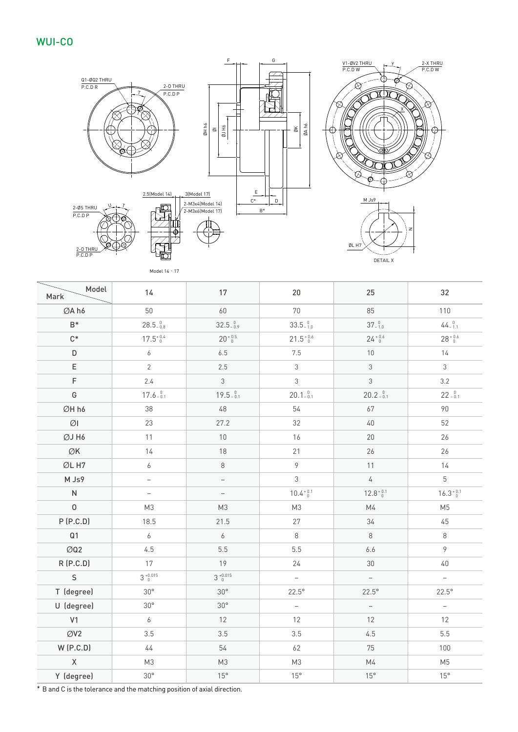## WUI-CO

| Mark \ Model | 14 | 17 | 20 | 25 | 32 |
|---|---|---|---|---|---|
| ØA h6 | 50 | 60 | 70 | 85 | 110 |
| B* | $28.5_{-0.8}^{0}$ | $32.5_{-0.9}^{0}$ | $33.5_{-1.0}^{0}$ | $37_{-1.0}^{0}$ | $44_{-1.1}^{0}$ |
| C* | $17.5_{0}^{+0.4}$ | $20_{0}^{+0.5}$ | $21.5_{0}^{+0.6}$ | $24_{0}^{+0.6}$ | $28_{0}^{+0.6}$ |
| D | 6 | 6.5 | 7.5 | 10 | 14 |
| E | 2 | 2.5 | 3 | 3 | 3 |
| F | 2.4 | 3 | 3 | 3 | 3.2 |
| G | $17.6_{-0.1}^{0}$ | $19.5_{-0.1}^{0}$ | $20.1_{-0.1}^{0}$ | $20.2_{-0.1}^{0}$ | $22_{-0.1}^{0}$ |
| ØH h6 | 38 | 48 | 54 | 67 | 90 |
| ØI | 23 | 27.2 | 32 | 40 | 52 |
| ØJ H6 | 11 | 10 | 16 | 20 | 26 |
| ØK | 14 | 18 | 21 | 26 | 26 |
| ØL H7 | 6 | 8 | 9 | 11 | 14 |
| M Js9 | – | – | 3 | 4 | 5 |
| N | – | – | $10.4_{0}^{+0.1}$ | $12.8_{0}^{+0.1}$ | $16.3_{0}^{+0.1}$ |
| O | M3 | M3 | M3 | M4 | M5 |
| P (P.C.D) | 18.5 | 21.5 | 27 | 34 | 45 |
| Q1 | 6 | 6 | 8 | 8 | 8 |
| ØQ2 | 4.5 | 5.5 | 5.5 | 6.6 | 9 |
| R (P.C.D) | 17 | 19 | 24 | 30 | 40 |
| S | $3_{0}^{+0.015}$ | $3_{0}^{+0.015}$ | – | – | – |
| T (degree) | 30° | 30° | 22.5° | 22.5° | 22.5° |
| U (degree) | 30° | 30° | – | – | – |
| V1 | 6 | 12 | 12 | 12 | 12 |
| ØV2 | 3.5 | 3.5 | 3.5 | 4.5 | 5.5 |
| W (P.C.D) | 44 | 54 | 62 | 75 | 100 |
| X | M3 | M3 | M3 | M4 | M5 |
| Y (degree) | 30° | 15° | 15° | 15° | 15° |

* B and C is the tolerance and the matching position of axial direction.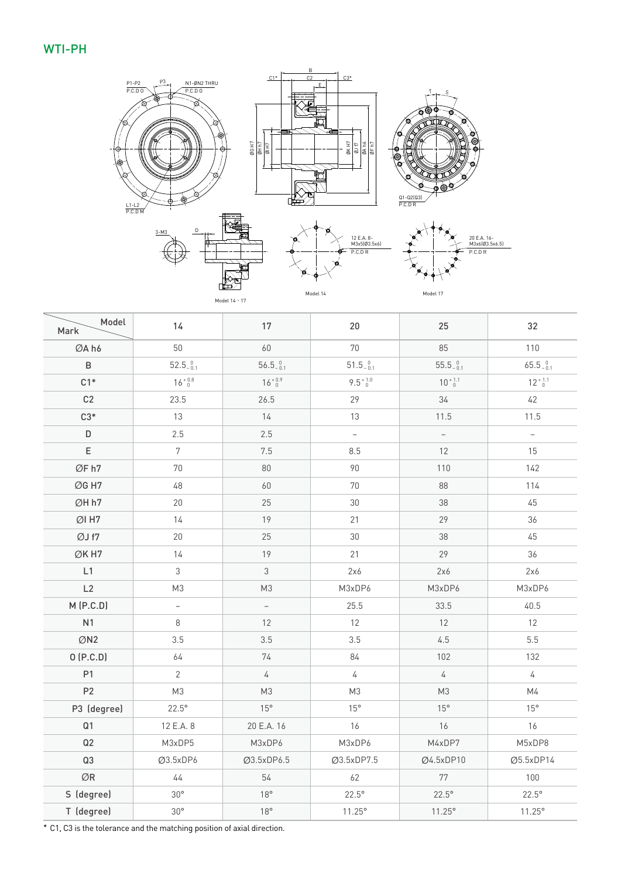## WTI-PH

| Model / Mark | 14 | 17 | 20 | 25 | 32 |
|---|---|---|---|---|---|
| ØA h6 | 50 | 60 | 70 | 85 | 110 |
| B | $52.5^{\ 0}_{-0.1}$ | $56.5^{\ 0}_{-0.1}$ | $51.5^{\ 0}_{-0.1}$ | $55.5^{\ 0}_{-0.1}$ | $65.5^{\ 0}_{-0.1}$ |
| C1* | $16^{+0.8}_{\ 0}$ | $16^{+0.9}_{\ 0}$ | $9.5^{+1.0}_{\ 0}$ | $10^{+1.1}_{\ 0}$ | $12^{+1.1}_{\ 0}$ |
| C2 | 23.5 | 26.5 | 29 | 34 | 42 |
| C3* | 13 | 14 | 13 | 11.5 | 11.5 |
| D | 2.5 | 2.5 | – | – | – |
| E | 7 | 7.5 | 8.5 | 12 | 15 |
| ØF h7 | 70 | 80 | 90 | 110 | 142 |
| ØG H7 | 48 | 60 | 70 | 88 | 114 |
| ØH h7 | 20 | 25 | 30 | 38 | 45 |
| ØI H7 | 14 | 19 | 21 | 29 | 36 |
| ØJ f7 | 20 | 25 | 30 | 38 | 45 |
| ØK H7 | 14 | 19 | 21 | 29 | 36 |
| L1 | 3 | 3 | 2x6 | 2x6 | 2x6 |
| L2 | M3 | M3 | M3xDP6 | M3xDP6 | M3xDP6 |
| M (P.C.D) | – | – | 25.5 | 33.5 | 40.5 |
| N1 | 8 | 12 | 12 | 12 | 12 |
| ØN2 | 3.5 | 3.5 | 3.5 | 4.5 | 5.5 |
| O (P.C.D) | 64 | 74 | 84 | 102 | 132 |
| P1 | 2 | 4 | 4 | 4 | 4 |
| P2 | M3 | M3 | M3 | M3 | M4 |
| P3 (degree) | 22.5° | 15° | 15° | 15° | 15° |
| Q1 | 12 E.A. 8 | 20 E.A. 16 | 16 | 16 | 16 |
| Q2 | M3xDP5 | M3xDP6 | M3xDP6 | M4xDP7 | M5xDP8 |
| Q3 | Ø3.5xDP6 | Ø3.5xDP6.5 | Ø3.5xDP7.5 | Ø4.5xDP10 | Ø5.5xDP14 |
| ØR | 44 | 54 | 62 | 77 | 100 |
| S (degree) | 30° | 18° | 22.5° | 22.5° | 22.5° |
| T (degree) | 30° | 18° | 11.25° | 11.25° | 11.25° |

* C1, C3 is the tolerance and the matching position of axial direction.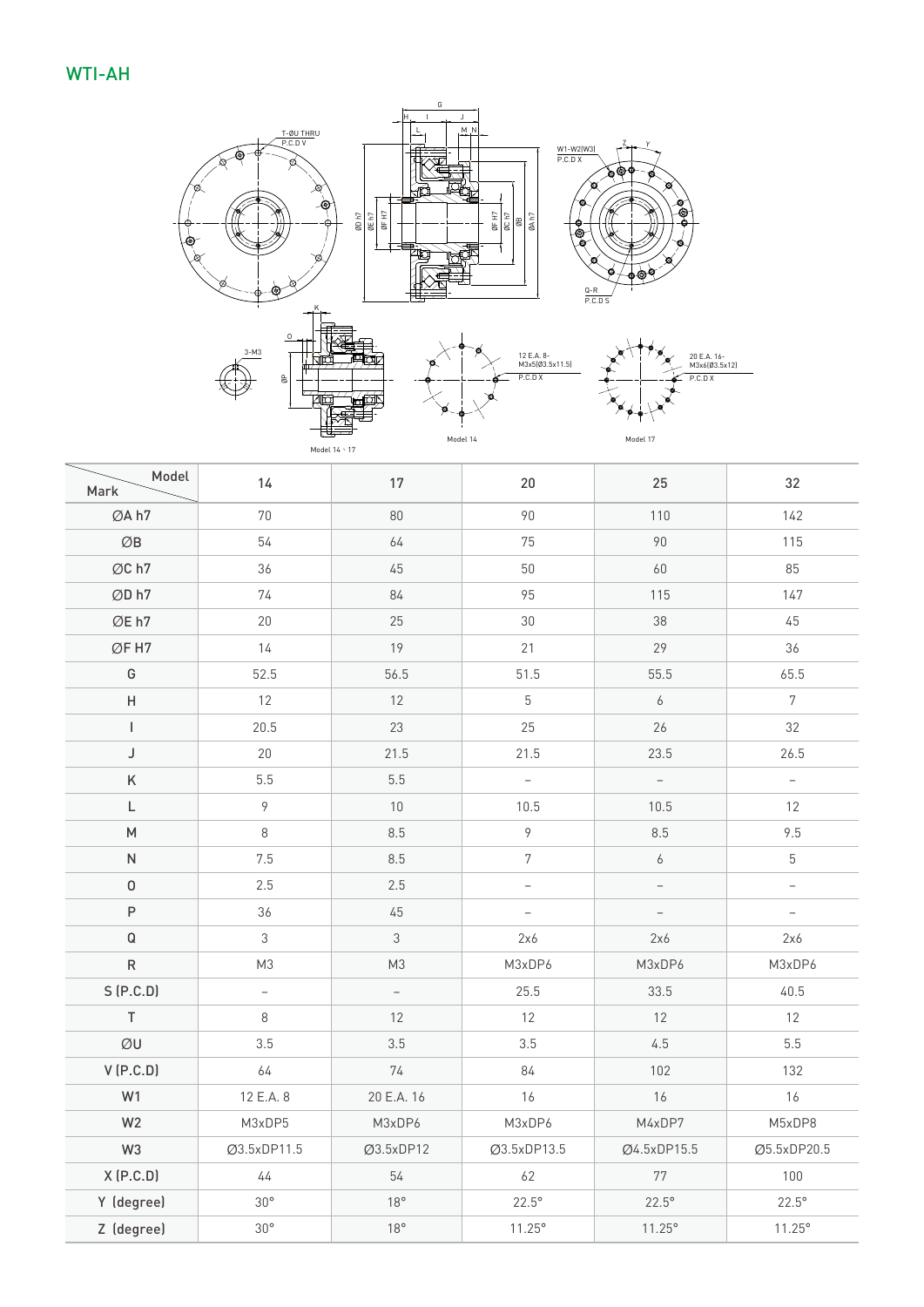## WTI-AH

T-ØU THRU
P.C.D V

W1-W2(W3)
P.C.D X

Q-R
P.C.D S

3-M3

12 E.A. 8-
M3x5(Ø3.5x11.5)
P.C.D X

20 E.A. 16-
M3x6(Ø3.5x12)
P.C.D X

Model 14、17

Model 14

Model 17

| Mark \ Model | 14 | 17 | 20 | 25 | 32 |
|---|---|---|---|---|---|
| ØA h7 | 70 | 80 | 90 | 110 | 142 |
| ØB | 54 | 64 | 75 | 90 | 115 |
| ØC h7 | 36 | 45 | 50 | 60 | 85 |
| ØD h7 | 74 | 84 | 95 | 115 | 147 |
| ØE h7 | 20 | 25 | 30 | 38 | 45 |
| ØF H7 | 14 | 19 | 21 | 29 | 36 |
| G | 52.5 | 56.5 | 51.5 | 55.5 | 65.5 |
| H | 12 | 12 | 5 | 6 | 7 |
| I | 20.5 | 23 | 25 | 26 | 32 |
| J | 20 | 21.5 | 21.5 | 23.5 | 26.5 |
| K | 5.5 | 5.5 | – | – | – |
| L | 9 | 10 | 10.5 | 10.5 | 12 |
| M | 8 | 8.5 | 9 | 8.5 | 9.5 |
| N | 7.5 | 8.5 | 7 | 6 | 5 |
| O | 2.5 | 2.5 | – | – | – |
| P | 36 | 45 | – | – | – |
| Q | 3 | 3 | 2x6 | 2x6 | 2x6 |
| R | M3 | M3 | M3xDP6 | M3xDP6 | M3xDP6 |
| S (P.C.D) | – | – | 25.5 | 33.5 | 40.5 |
| T | 8 | 12 | 12 | 12 | 12 |
| ØU | 3.5 | 3.5 | 3.5 | 4.5 | 5.5 |
| V (P.C.D) | 64 | 74 | 84 | 102 | 132 |
| W1 | 12 E.A. 8 | 20 E.A. 16 | 16 | 16 | 16 |
| W2 | M3xDP5 | M3xDP6 | M3xDP6 | M4xDP7 | M5xDP8 |
| W3 | Ø3.5xDP11.5 | Ø3.5xDP12 | Ø3.5xDP13.5 | Ø4.5xDP15.5 | Ø5.5xDP20.5 |
| X (P.C.D) | 44 | 54 | 62 | 77 | 100 |
| Y (degree) | 30° | 18° | 22.5° | 22.5° | 22.5° |
| Z (degree) | 30° | 18° | 11.25° | 11.25° | 11.25° |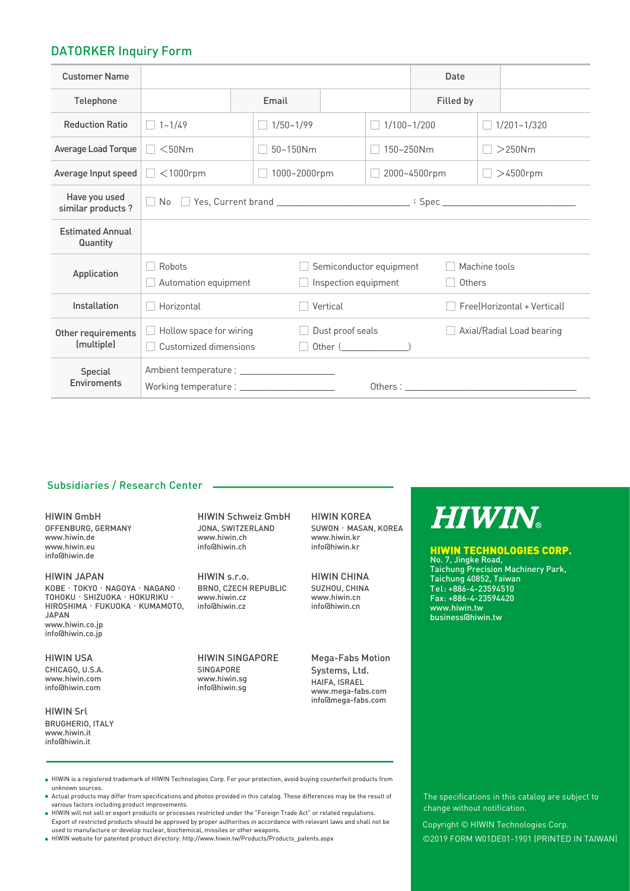## DATORKER Inquiry Form

| | | | | |
|---|---|---|---|---|
| Customer Name | | | Date | |
| Telephone | | Email | Filled by | |
| Reduction Ratio | ☐ 1~1/49 | ☐ 1/50~1/99 | ☐ 1/100~1/200 | ☐ 1/201~1/320 |
| Average Load Torque | ☐ <50Nm | ☐ 50~150Nm | ☐ 150~250Nm | ☐ >250Nm |
| Average Input speed | ☐ <1000rpm | ☐ 1000~2000rpm | ☐ 2000~4500rpm | ☐ >4500rpm |
| Have you used similar products ? | ☐ No ☐ Yes, Current brand ______________ ; Spec ______________ | | | |
| Estimated Annual Quantity | | | | |
| Application | ☐ Robots ☐ Automation equipment | ☐ Semiconductor equipment ☐ Inspection equipment | ☐ Machine tools ☐ Others | |
| Installation | ☐ Horizontal | ☐ Vertical | ☐ Free(Horizontal + Vertical) | |
| Other requirements (multiple) | ☐ Hollow space for wiring ☐ Customized dimensions | ☐ Dust proof seals ☐ Other (__________) | ☐ Axial/Radial Load bearing | |
| Special Environments | Ambient temperature : __________ Working temperature : __________ | Others : __________ | | |

### Subsidiaries / Research Center

**HIWIN GmbH**
OFFENBURG, GERMANY
www.hiwin.de
www.hiwin.eu
info@hiwin.de

**HIWIN JAPAN**
KOBE · TOKYO · NAGOYA · NAGANO · TOHOKU · SHIZUOKA · HOKURIKU · HIROSHIMA · FUKUOKA · KUMAMOTO, JAPAN
www.hiwin.co.jp
info@hiwin.co.jp

**HIWIN USA**
CHICAGO, U.S.A.
www.hiwin.com
info@hiwin.com

**HIWIN Srl**
BRUGHERIO, ITALY
www.hiwin.it
info@hiwin.it

**HIWIN Schweiz GmbH**
JONA, SWITZERLAND
www.hiwin.ch
info@hiwin.ch

**HIWIN s.r.o.**
BRNO, CZECH REPUBLIC
www.hiwin.cz
info@hiwin.cz

**HIWIN SINGAPORE**
SINGAPORE
www.hiwin.sg
info@hiwin.sg

**HIWIN KOREA**
SUWON · MASAN, KOREA
www.hiwin.kr
info@hiwin.kr

**HIWIN CHINA**
SUZHOU, CHINA
www.hiwin.cn
info@hiwin.cn

**Mega-Fabs Motion Systems, Ltd.**
HAIFA, ISRAEL
www.mega-fabs.com
info@mega-fabs.com

**HIWIN®**

**HIWIN TECHNOLOGIES CORP.**
No. 7, Jingke Road,
Taichung Precision Machinery Park,
Taichung 40852, Taiwan
Tel: +886-4-23594510
Fax: +886-4-23594420
www.hiwin.tw
business@hiwin.tw

- HIWIN is a registered trademark of HIWIN Technologies Corp. For your protection, avoid buying counterfeit products from unknown sources.
- Actual products may differ from specifications and photos provided in this catalog. These differences may be the result of various factors including product improvements.
- HIWIN will not sell or export products or processes restricted under the "Foreign Trade Act" or related regulations. Export of restricted products should be approved by proper authorities in accordance with relevant laws and shall not be used to manufacture or develop nuclear, biochemical, missiles or other weapons.
- HIWIN website for patented product directory: http://www.hiwin.tw/Products/Products_patents.aspx

The specifications in this catalog are subject to change without notification.

Copyright © HIWIN Technologies Corp.
©2019 FORM W01DE01-1901 (PRINTED IN TAIWAN)